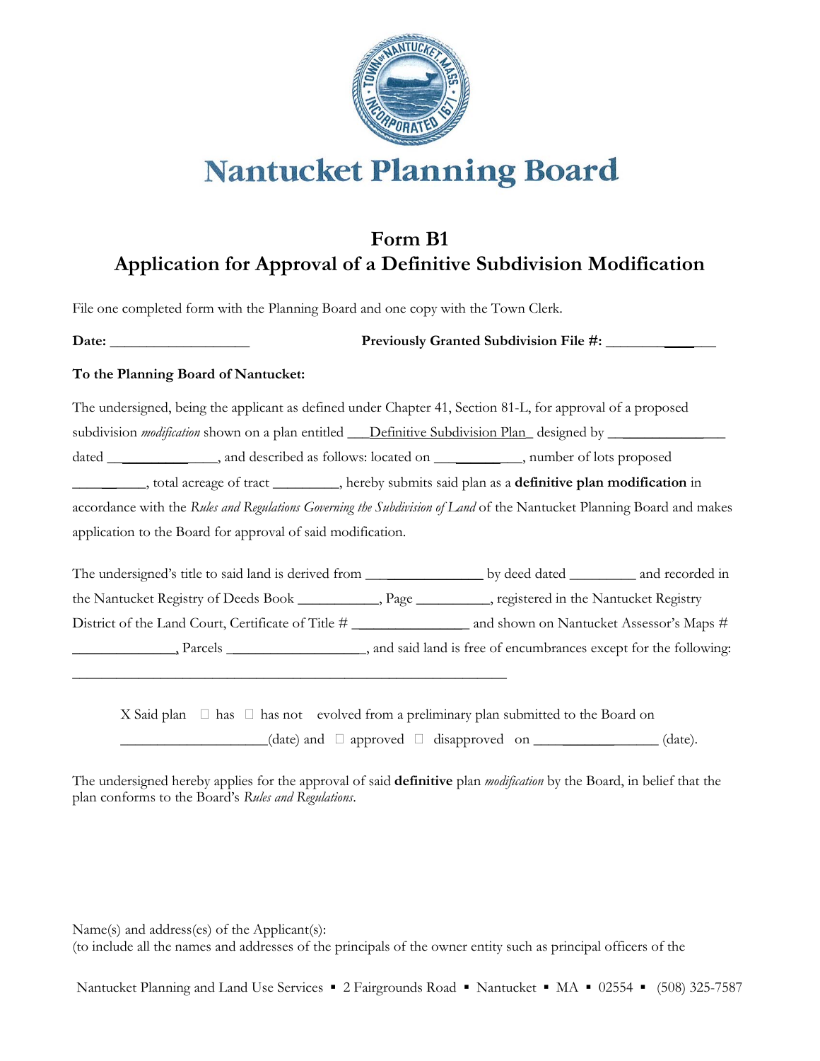# Nantucket Planning Board

## Form B1
## Application for Approval of a Definitive Subdivision Modification

File one completed form with the Planning Board and one copy with the Town Clerk.

**Date:** ___________________ **Previously Granted Subdivision File #:** ____________

**To the Planning Board of Nantucket:**

The undersigned, being the applicant as defined under Chapter 41, Section 81-L, for approval of a proposed subdivision *modification* shown on a plan entitled ___Definitive Subdivision Plan_ designed by _______________ dated ______________, and described as follows: located on ____________, number of lots proposed __________, total acreage of tract _________, hereby submits said plan as a **definitive plan modification** in accordance with the *Rules and Regulations Governing the Subdivision of Land* of the Nantucket Planning Board and makes application to the Board for approval of said modification.

The undersigned's title to said land is derived from _______________ by deed dated _________ and recorded in the Nantucket Registry of Deeds Book ___________, Page __________, registered in the Nantucket Registry District of the Land Court, Certificate of Title # _______________ and shown on Nantucket Assessor's Maps # ______________, Parcels __________________, and said land is free of encumbrances except for the following: ______________________________________________________________

X Said plan ☐ has ☐ has not evolved from a preliminary plan submitted to the Board on ____________________(date) and ☐ approved ☐ disapproved on ______________ (date).

The undersigned hereby applies for the approval of said **definitive** plan *modification* by the Board, in belief that the plan conforms to the Board's *Rules and Regulations*.

Name(s) and address(es) of the Applicant(s):
(to include all the names and addresses of the principals of the owner entity such as principal officers of the

Nantucket Planning and Land Use Services ▪ 2 Fairgrounds Road ▪ Nantucket ▪ MA ▪ 02554 ▪ (508) 325-7587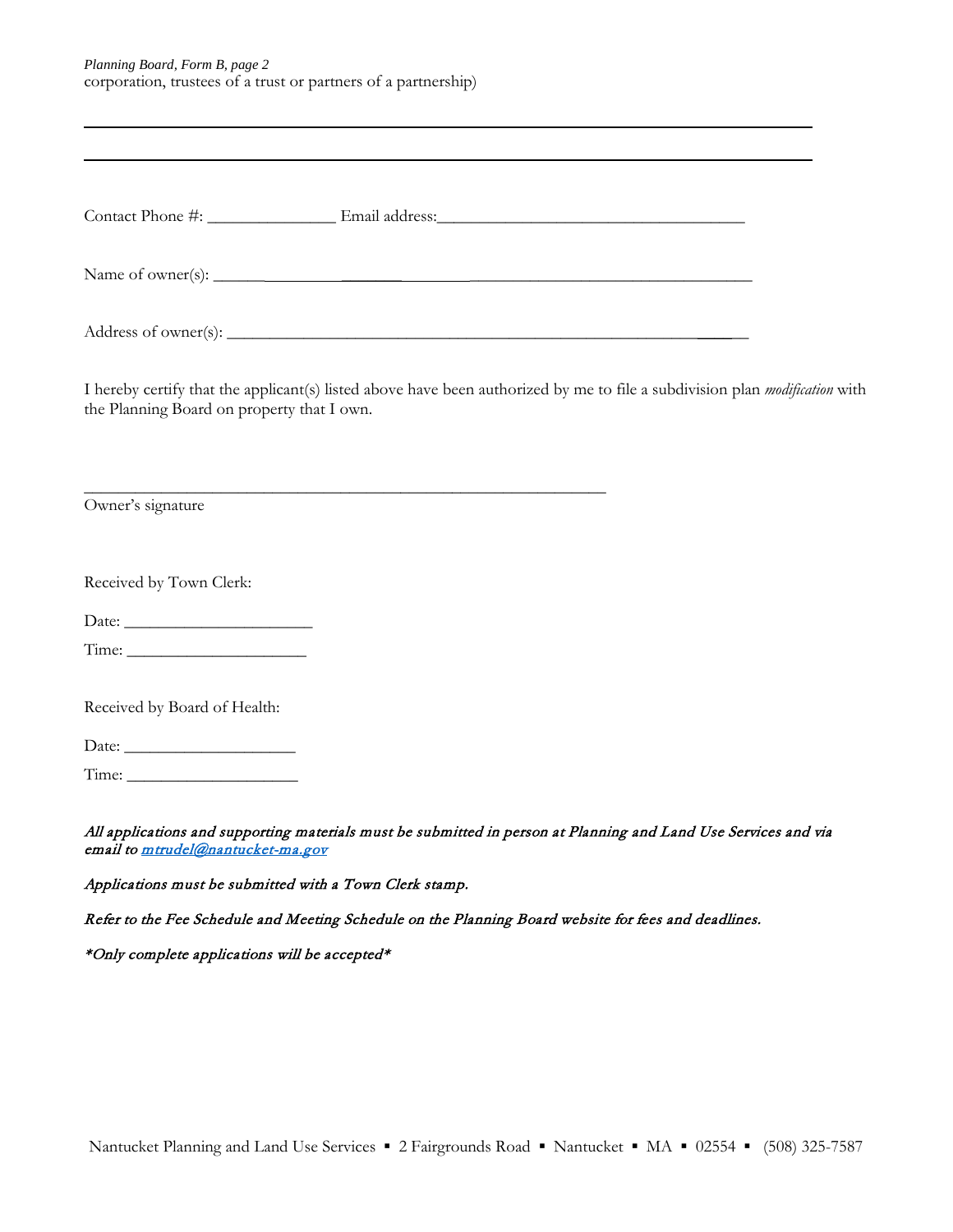corporation, trustees of a trust or partners of a partnership)

\_\_\_\_\_\_\_\_\_\_\_\_\_\_\_\_\_\_\_\_\_\_\_\_\_\_\_\_\_\_\_\_\_\_\_\_\_\_\_\_\_\_\_\_\_\_\_\_\_\_\_\_\_\_\_\_\_\_\_\_\_\_\_\_\_\_\_\_\_\_\_\_\_\_\_\_

\_\_\_\_\_\_\_\_\_\_\_\_\_\_\_\_\_\_\_\_\_\_\_\_\_\_\_\_\_\_\_\_\_\_\_\_\_\_\_\_\_\_\_\_\_\_\_\_\_\_\_\_\_\_\_\_\_\_\_\_\_\_\_\_\_\_\_\_\_\_\_\_\_\_\_\_

Contact Phone #: \_\_\_\_\_\_\_\_\_\_\_\_\_\_\_ Email address:\_\_\_\_\_\_\_\_\_\_\_\_\_\_\_\_\_\_\_\_\_\_\_\_\_\_\_\_\_\_\_\_\_\_\_\_

Name of owner(s): \_\_\_\_\_\_\_\_\_\_\_\_\_\_\_\_\_\_\_\_\_\_\_\_\_\_\_\_\_\_\_\_\_\_\_\_\_\_\_\_\_\_\_\_\_\_\_\_\_\_\_\_\_\_\_\_\_\_\_\_\_

Address of owner(s): \_\_\_\_\_\_\_\_\_\_\_\_\_\_\_\_\_\_\_\_\_\_\_\_\_\_\_\_\_\_\_\_\_\_\_\_\_\_\_\_\_\_\_\_\_\_\_\_\_\_\_\_\_\_\_\_\_\_\_\_

I hereby certify that the applicant(s) listed above have been authorized by me to file a subdivision plan *modification* with the Planning Board on property that I own.

\_\_\_\_\_\_\_\_\_\_\_\_\_\_\_\_\_\_\_\_\_\_\_\_\_\_\_\_\_\_\_\_\_\_\_\_\_\_\_\_\_\_\_\_\_\_\_\_\_\_\_\_\_\_\_\_\_\_\_\_\_
Owner's signature

Received by Town Clerk:

Date: \_\_\_\_\_\_\_\_\_\_\_\_\_\_\_\_\_\_\_\_\_\_

Time: \_\_\_\_\_\_\_\_\_\_\_\_\_\_\_\_\_\_\_\_\_

Received by Board of Health:

Date: \_\_\_\_\_\_\_\_\_\_\_\_\_\_\_\_\_\_\_\_

Time: \_\_\_\_\_\_\_\_\_\_\_\_\_\_\_\_\_\_\_\_

*All applications and supporting materials must be submitted in person at Planning and Land Use Services and via email to [mtrudel@nantucket-ma.gov](mailto:mtrudel@nantucket-ma.gov)*

*Applications must be submitted with a Town Clerk stamp.*

*Refer to the Fee Schedule and Meeting Schedule on the Planning Board website for fees and deadlines.*

*\*Only complete applications will be accepted\**

Nantucket Planning and Land Use Services ▪ 2 Fairgrounds Road ▪ Nantucket ▪ MA ▪ 02554 ▪ (508) 325-7587